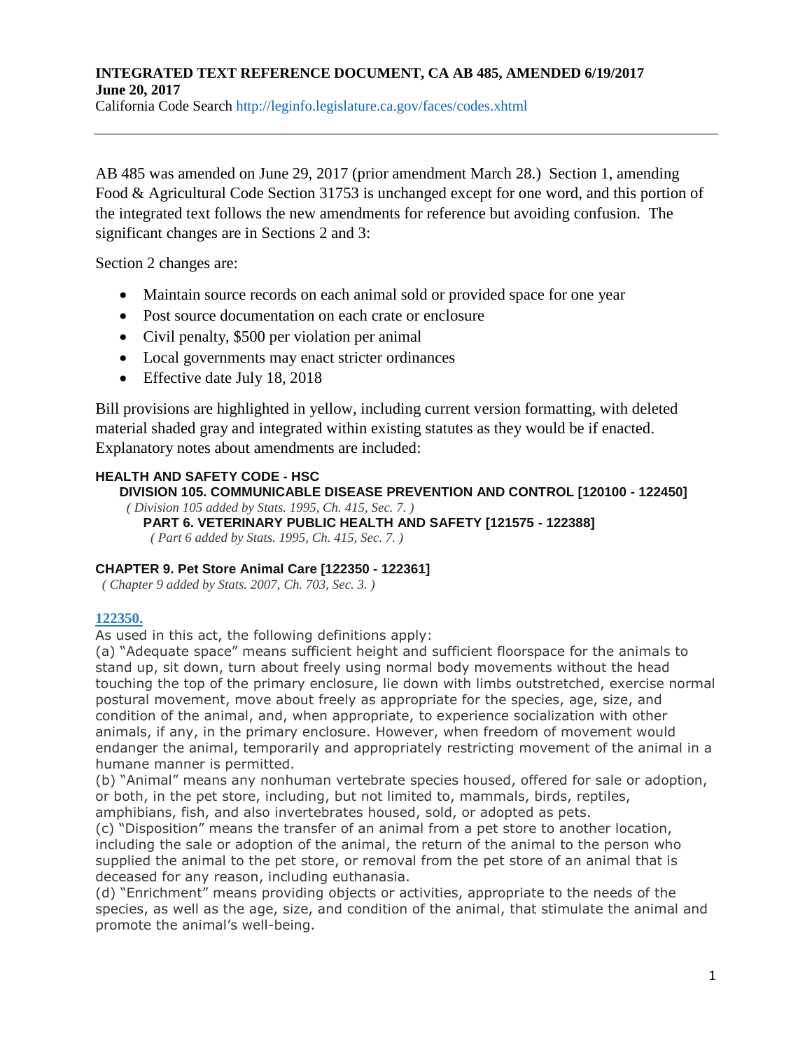**INTEGRATED TEXT REFERENCE DOCUMENT, CA AB 485, AMENDED 6/19/2017**
**June 20, 2017**
California Code Search http://leginfo.legislature.ca.gov/faces/codes.xhtml

---

AB 485 was amended on June 29, 2017 (prior amendment March 28.) Section 1, amending Food & Agricultural Code Section 31753 is unchanged except for one word, and this portion of the integrated text follows the new amendments for reference but avoiding confusion. The significant changes are in Sections 2 and 3:

Section 2 changes are:

- Maintain source records on each animal sold or provided space for one year
- Post source documentation on each crate or enclosure
- Civil penalty, $500 per violation per animal
- Local governments may enact stricter ordinances
- Effective date July 18, 2018

Bill provisions are highlighted in yellow, including current version formatting, with deleted material shaded gray and integrated within existing statutes as they would be if enacted. Explanatory notes about amendments are included:

**HEALTH AND SAFETY CODE - HSC**
**DIVISION 105. COMMUNICABLE DISEASE PREVENTION AND CONTROL [120100 - 122450]**
*( Division 105 added by Stats. 1995, Ch. 415, Sec. 7. )*
**PART 6. VETERINARY PUBLIC HEALTH AND SAFETY [121575 - 122388]**
*( Part 6 added by Stats. 1995, Ch. 415, Sec. 7. )*

**CHAPTER 9. Pet Store Animal Care [122350 - 122361]**
*( Chapter 9 added by Stats. 2007, Ch. 703, Sec. 3. )*

**122350.**
As used in this act, the following definitions apply:
(a) "Adequate space" means sufficient height and sufficient floorspace for the animals to stand up, sit down, turn about freely using normal body movements without the head touching the top of the primary enclosure, lie down with limbs outstretched, exercise normal postural movement, move about freely as appropriate for the species, age, size, and condition of the animal, and, when appropriate, to experience socialization with other animals, if any, in the primary enclosure. However, when freedom of movement would endanger the animal, temporarily and appropriately restricting movement of the animal in a humane manner is permitted.
(b) "Animal" means any nonhuman vertebrate species housed, offered for sale or adoption, or both, in the pet store, including, but not limited to, mammals, birds, reptiles, amphibians, fish, and also invertebrates housed, sold, or adopted as pets.
(c) "Disposition" means the transfer of an animal from a pet store to another location, including the sale or adoption of the animal, the return of the animal to the person who supplied the animal to the pet store, or removal from the pet store of an animal that is deceased for any reason, including euthanasia.
(d) "Enrichment" means providing objects or activities, appropriate to the needs of the species, as well as the age, size, and condition of the animal, that stimulate the animal and promote the animal's well-being.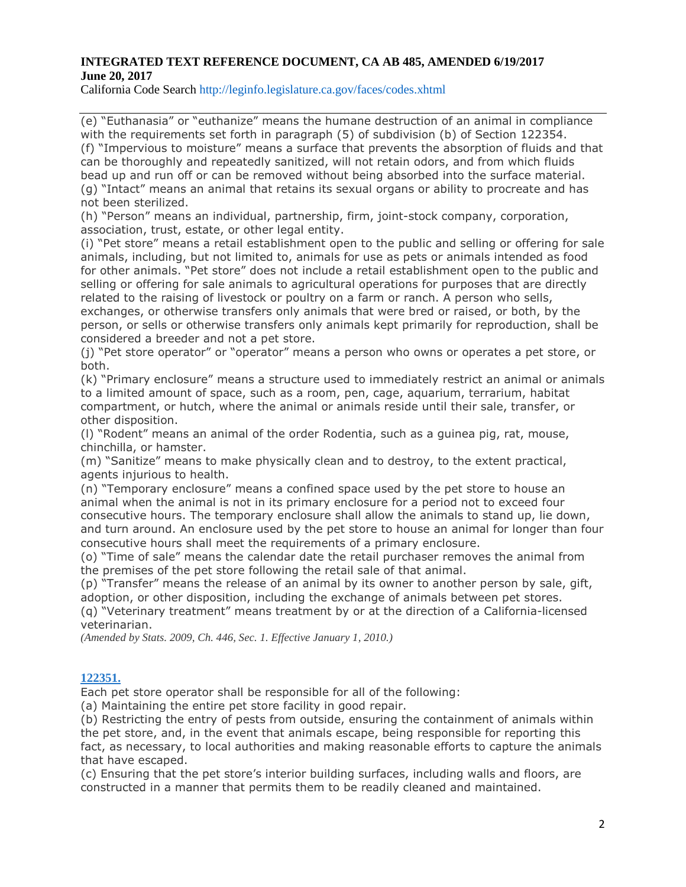(e) "Euthanasia" or "euthanize" means the humane destruction of an animal in compliance with the requirements set forth in paragraph (5) of subdivision (b) of Section 122354.
(f) "Impervious to moisture" means a surface that prevents the absorption of fluids and that can be thoroughly and repeatedly sanitized, will not retain odors, and from which fluids bead up and run off or can be removed without being absorbed into the surface material.
(g) "Intact" means an animal that retains its sexual organs or ability to procreate and has not been sterilized.
(h) "Person" means an individual, partnership, firm, joint-stock company, corporation, association, trust, estate, or other legal entity.
(i) "Pet store" means a retail establishment open to the public and selling or offering for sale animals, including, but not limited to, animals for use as pets or animals intended as food for other animals. "Pet store" does not include a retail establishment open to the public and selling or offering for sale animals to agricultural operations for purposes that are directly related to the raising of livestock or poultry on a farm or ranch. A person who sells, exchanges, or otherwise transfers only animals that were bred or raised, or both, by the person, or sells or otherwise transfers only animals kept primarily for reproduction, shall be considered a breeder and not a pet store.
(j) "Pet store operator" or "operator" means a person who owns or operates a pet store, or both.
(k) "Primary enclosure" means a structure used to immediately restrict an animal or animals to a limited amount of space, such as a room, pen, cage, aquarium, terrarium, habitat compartment, or hutch, where the animal or animals reside until their sale, transfer, or other disposition.
(l) "Rodent" means an animal of the order Rodentia, such as a guinea pig, rat, mouse, chinchilla, or hamster.
(m) "Sanitize" means to make physically clean and to destroy, to the extent practical, agents injurious to health.
(n) "Temporary enclosure" means a confined space used by the pet store to house an animal when the animal is not in its primary enclosure for a period not to exceed four consecutive hours. The temporary enclosure shall allow the animals to stand up, lie down, and turn around. An enclosure used by the pet store to house an animal for longer than four consecutive hours shall meet the requirements of a primary enclosure.
(o) "Time of sale" means the calendar date the retail purchaser removes the animal from the premises of the pet store following the retail sale of that animal.
(p) "Transfer" means the release of an animal by its owner to another person by sale, gift, adoption, or other disposition, including the exchange of animals between pet stores.
(q) "Veterinary treatment" means treatment by or at the direction of a California-licensed veterinarian.

*(Amended by Stats. 2009, Ch. 446, Sec. 1. Effective January 1, 2010.)*

## 122351.

Each pet store operator shall be responsible for all of the following:
(a) Maintaining the entire pet store facility in good repair.
(b) Restricting the entry of pests from outside, ensuring the containment of animals within the pet store, and, in the event that animals escape, being responsible for reporting this fact, as necessary, to local authorities and making reasonable efforts to capture the animals that have escaped.
(c) Ensuring that the pet store's interior building surfaces, including walls and floors, are constructed in a manner that permits them to be readily cleaned and maintained.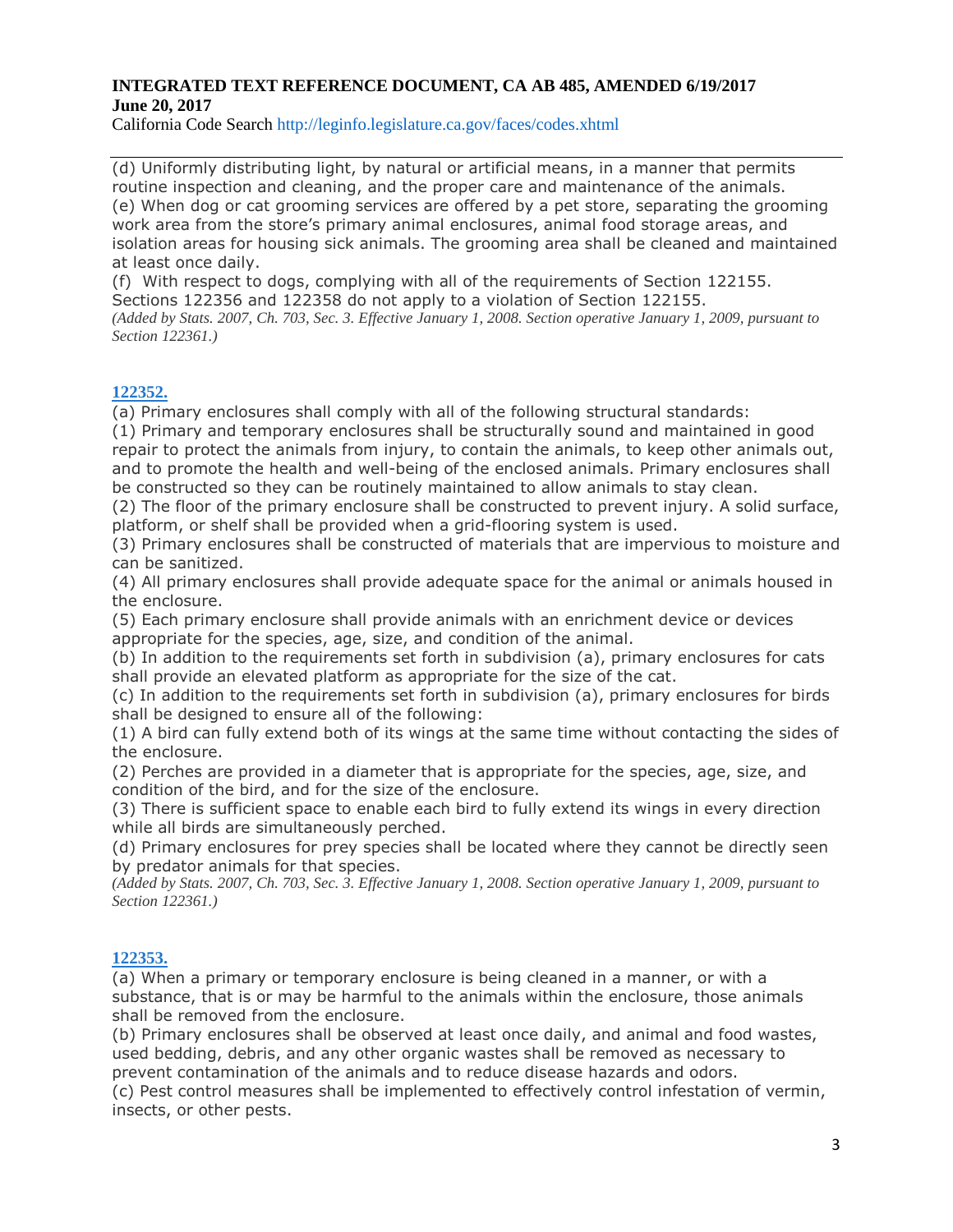(d) Uniformly distributing light, by natural or artificial means, in a manner that permits routine inspection and cleaning, and the proper care and maintenance of the animals.
(e) When dog or cat grooming services are offered by a pet store, separating the grooming work area from the store's primary animal enclosures, animal food storage areas, and isolation areas for housing sick animals. The grooming area shall be cleaned and maintained at least once daily.
(f) With respect to dogs, complying with all of the requirements of Section 122155. Sections 122356 and 122358 do not apply to a violation of Section 122155.
*(Added by Stats. 2007, Ch. 703, Sec. 3. Effective January 1, 2008. Section operative January 1, 2009, pursuant to Section 122361.)*

**122352.**

(a) Primary enclosures shall comply with all of the following structural standards:
(1) Primary and temporary enclosures shall be structurally sound and maintained in good repair to protect the animals from injury, to contain the animals, to keep other animals out, and to promote the health and well-being of the enclosed animals. Primary enclosures shall be constructed so they can be routinely maintained to allow animals to stay clean.
(2) The floor of the primary enclosure shall be constructed to prevent injury. A solid surface, platform, or shelf shall be provided when a grid-flooring system is used.
(3) Primary enclosures shall be constructed of materials that are impervious to moisture and can be sanitized.
(4) All primary enclosures shall provide adequate space for the animal or animals housed in the enclosure.
(5) Each primary enclosure shall provide animals with an enrichment device or devices appropriate for the species, age, size, and condition of the animal.
(b) In addition to the requirements set forth in subdivision (a), primary enclosures for cats shall provide an elevated platform as appropriate for the size of the cat.
(c) In addition to the requirements set forth in subdivision (a), primary enclosures for birds shall be designed to ensure all of the following:
(1) A bird can fully extend both of its wings at the same time without contacting the sides of the enclosure.
(2) Perches are provided in a diameter that is appropriate for the species, age, size, and condition of the bird, and for the size of the enclosure.
(3) There is sufficient space to enable each bird to fully extend its wings in every direction while all birds are simultaneously perched.
(d) Primary enclosures for prey species shall be located where they cannot be directly seen by predator animals for that species.
*(Added by Stats. 2007, Ch. 703, Sec. 3. Effective January 1, 2008. Section operative January 1, 2009, pursuant to Section 122361.)*

**122353.**

(a) When a primary or temporary enclosure is being cleaned in a manner, or with a substance, that is or may be harmful to the animals within the enclosure, those animals shall be removed from the enclosure.
(b) Primary enclosures shall be observed at least once daily, and animal and food wastes, used bedding, debris, and any other organic wastes shall be removed as necessary to prevent contamination of the animals and to reduce disease hazards and odors.
(c) Pest control measures shall be implemented to effectively control infestation of vermin, insects, or other pests.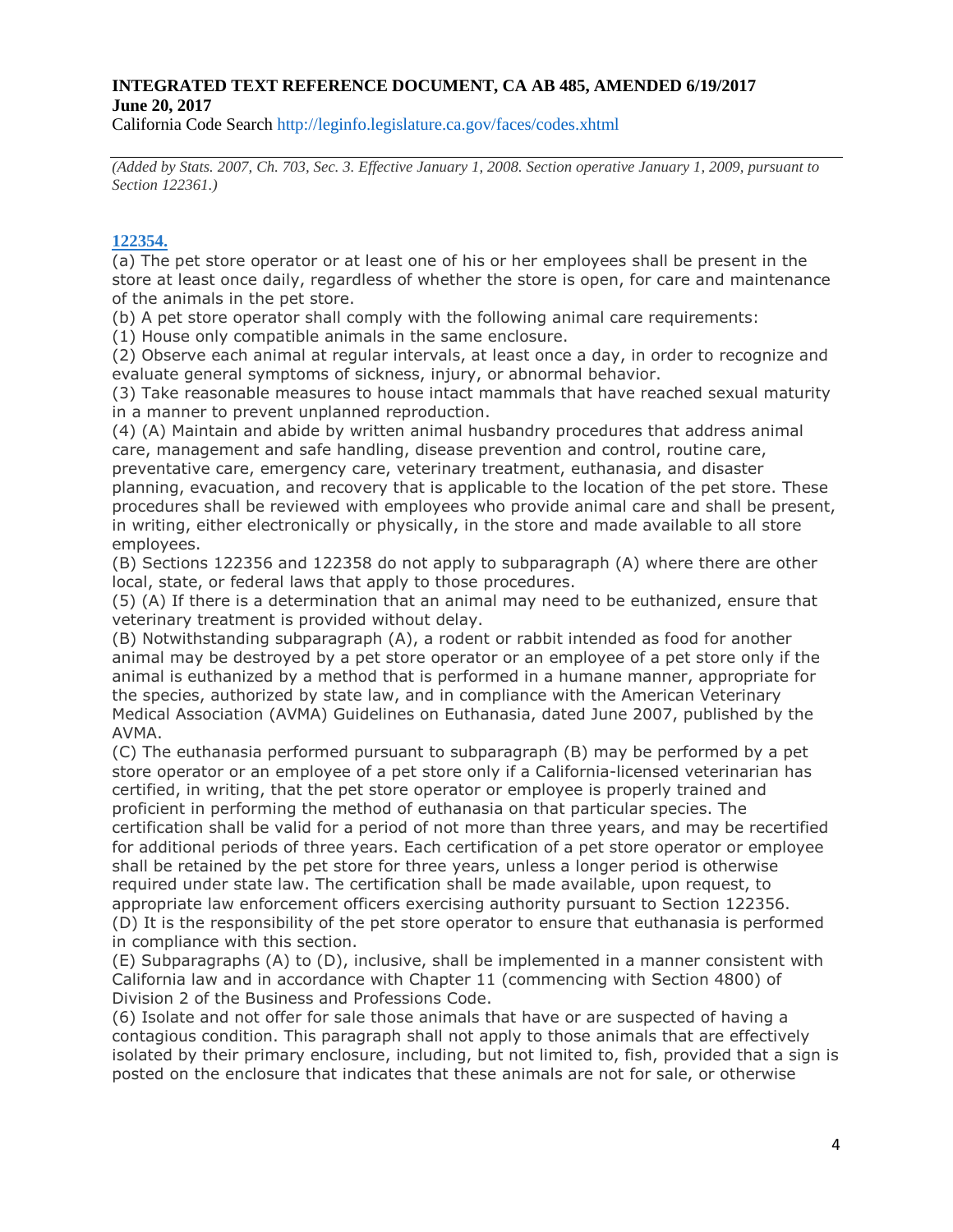**INTEGRATED TEXT REFERENCE DOCUMENT, CA AB 485, AMENDED 6/19/2017**
**June 20, 2017**
California Code Search http://leginfo.legislature.ca.gov/faces/codes.xhtml

---

*(Added by Stats. 2007, Ch. 703, Sec. 3. Effective January 1, 2008. Section operative January 1, 2009, pursuant to Section 122361.)*

### 122354.

(a) The pet store operator or at least one of his or her employees shall be present in the store at least once daily, regardless of whether the store is open, for care and maintenance of the animals in the pet store.

(b) A pet store operator shall comply with the following animal care requirements:

(1) House only compatible animals in the same enclosure.

(2) Observe each animal at regular intervals, at least once a day, in order to recognize and evaluate general symptoms of sickness, injury, or abnormal behavior.

(3) Take reasonable measures to house intact mammals that have reached sexual maturity in a manner to prevent unplanned reproduction.

(4) (A) Maintain and abide by written animal husbandry procedures that address animal care, management and safe handling, disease prevention and control, routine care, preventative care, emergency care, veterinary treatment, euthanasia, and disaster planning, evacuation, and recovery that is applicable to the location of the pet store. These procedures shall be reviewed with employees who provide animal care and shall be present, in writing, either electronically or physically, in the store and made available to all store employees.

(B) Sections 122356 and 122358 do not apply to subparagraph (A) where there are other local, state, or federal laws that apply to those procedures.

(5) (A) If there is a determination that an animal may need to be euthanized, ensure that veterinary treatment is provided without delay.

(B) Notwithstanding subparagraph (A), a rodent or rabbit intended as food for another animal may be destroyed by a pet store operator or an employee of a pet store only if the animal is euthanized by a method that is performed in a humane manner, appropriate for the species, authorized by state law, and in compliance with the American Veterinary Medical Association (AVMA) Guidelines on Euthanasia, dated June 2007, published by the AVMA.

(C) The euthanasia performed pursuant to subparagraph (B) may be performed by a pet store operator or an employee of a pet store only if a California-licensed veterinarian has certified, in writing, that the pet store operator or employee is properly trained and proficient in performing the method of euthanasia on that particular species. The certification shall be valid for a period of not more than three years, and may be recertified for additional periods of three years. Each certification of a pet store operator or employee shall be retained by the pet store for three years, unless a longer period is otherwise required under state law. The certification shall be made available, upon request, to appropriate law enforcement officers exercising authority pursuant to Section 122356.

(D) It is the responsibility of the pet store operator to ensure that euthanasia is performed in compliance with this section.

(E) Subparagraphs (A) to (D), inclusive, shall be implemented in a manner consistent with California law and in accordance with Chapter 11 (commencing with Section 4800) of Division 2 of the Business and Professions Code.

(6) Isolate and not offer for sale those animals that have or are suspected of having a contagious condition. This paragraph shall not apply to those animals that are effectively isolated by their primary enclosure, including, but not limited to, fish, provided that a sign is posted on the enclosure that indicates that these animals are not for sale, or otherwise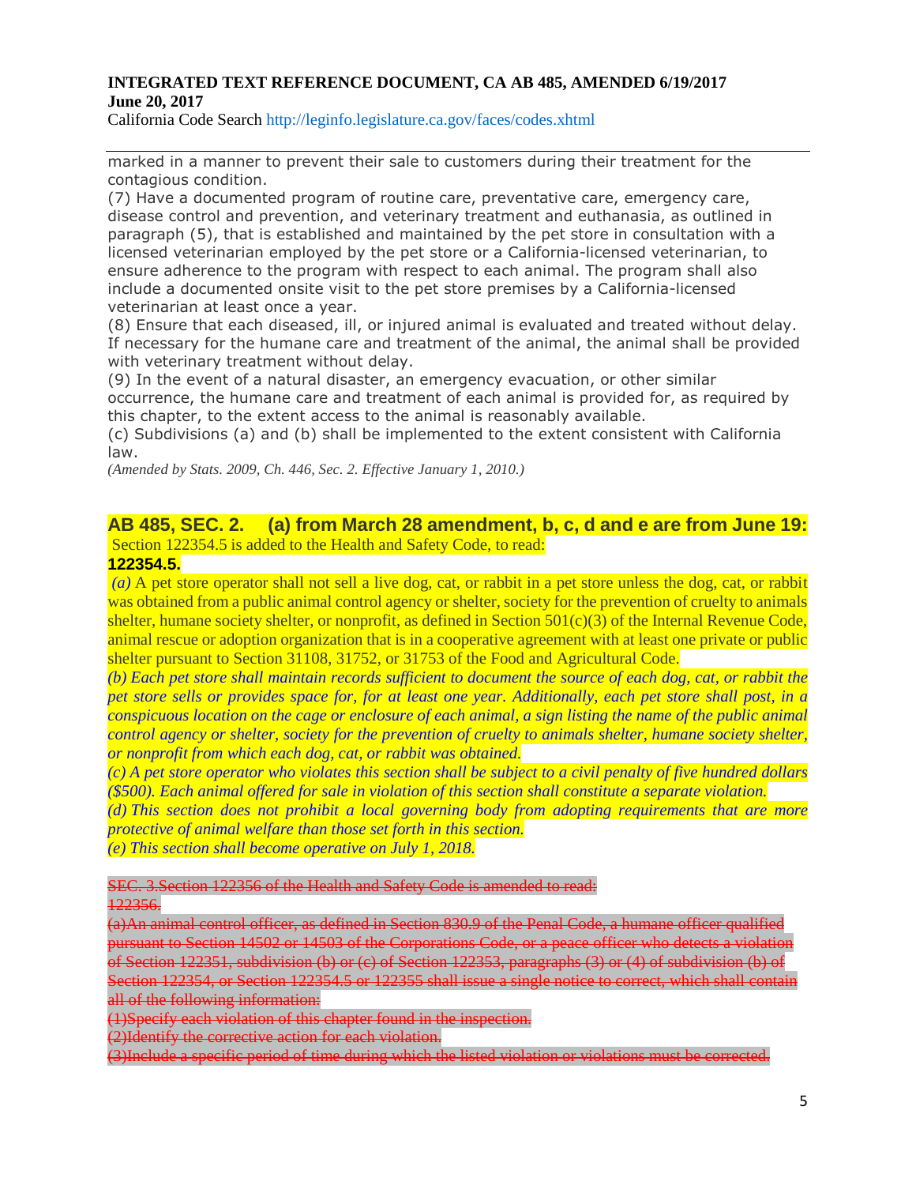marked in a manner to prevent their sale to customers during their treatment for the contagious condition.

(7) Have a documented program of routine care, preventative care, emergency care, disease control and prevention, and veterinary treatment and euthanasia, as outlined in paragraph (5), that is established and maintained by the pet store in consultation with a licensed veterinarian employed by the pet store or a California-licensed veterinarian, to ensure adherence to the program with respect to each animal. The program shall also include a documented onsite visit to the pet store premises by a California-licensed veterinarian at least once a year.

(8) Ensure that each diseased, ill, or injured animal is evaluated and treated without delay. If necessary for the humane care and treatment of the animal, the animal shall be provided with veterinary treatment without delay.

(9) In the event of a natural disaster, an emergency evacuation, or other similar occurrence, the humane care and treatment of each animal is provided for, as required by this chapter, to the extent access to the animal is reasonably available.

(c) Subdivisions (a) and (b) shall be implemented to the extent consistent with California law.

*(Amended by Stats. 2009, Ch. 446, Sec. 2. Effective January 1, 2010.)*

## AB 485, SEC. 2. (a) from March 28 amendment, b, c, d and e are from June 19:

Section 122354.5 is added to the Health and Safety Code, to read:

**122354.5.**

*(a)* A pet store operator shall not sell a live dog, cat, or rabbit in a pet store unless the dog, cat, or rabbit was obtained from a public animal control agency or shelter, society for the prevention of cruelty to animals shelter, humane society shelter, or nonprofit, as defined in Section 501(c)(3) of the Internal Revenue Code, animal rescue or adoption organization that is in a cooperative agreement with at least one private or public shelter pursuant to Section 31108, 31752, or 31753 of the Food and Agricultural Code.

*(b) Each pet store shall maintain records sufficient to document the source of each dog, cat, or rabbit the pet store sells or provides space for, for at least one year. Additionally, each pet store shall post, in a conspicuous location on the cage or enclosure of each animal, a sign listing the name of the public animal control agency or shelter, society for the prevention of cruelty to animals shelter, humane society shelter, or nonprofit from which each dog, cat, or rabbit was obtained.*

*(c) A pet store operator who violates this section shall be subject to a civil penalty of five hundred dollars ($500). Each animal offered for sale in violation of this section shall constitute a separate violation.*

*(d) This section does not prohibit a local governing body from adopting requirements that are more protective of animal welfare than those set forth in this section.*

*(e) This section shall become operative on July 1, 2018.*

~~SEC. 3.Section 122356 of the Health and Safety Code is amended to read:~~

~~122356.~~

~~(a)An animal control officer, as defined in Section 830.9 of the Penal Code, a humane officer qualified pursuant to Section 14502 or 14503 of the Corporations Code, or a peace officer who detects a violation of Section 122351, subdivision (b) or (c) of Section 122353, paragraphs (3) or (4) of subdivision (b) of Section 122354, or Section 122354.5 or 122355 shall issue a single notice to correct, which shall contain all of the following information:~~

~~(1)Specify each violation of this chapter found in the inspection.~~

~~(2)Identify the corrective action for each violation.~~

~~(3)Include a specific period of time during which the listed violation or violations must be corrected.~~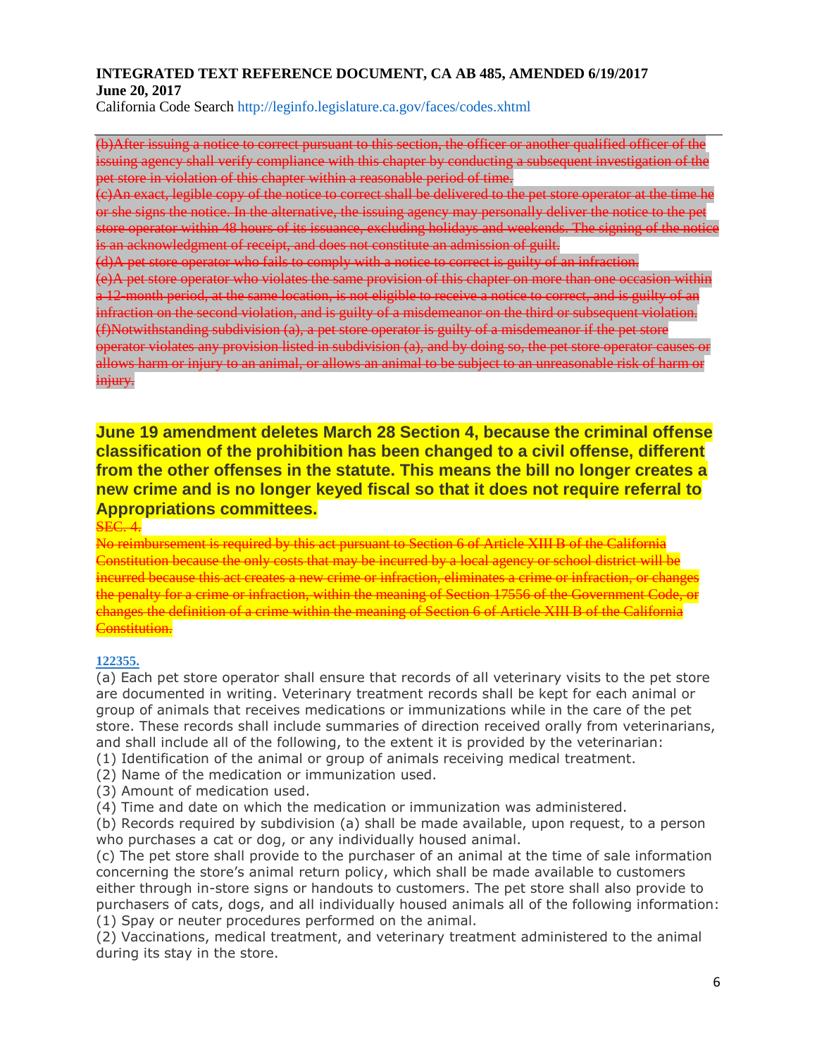~~(b)After issuing a notice to correct pursuant to this section, the officer or another qualified officer of the issuing agency shall verify compliance with this chapter by conducting a subsequent investigation of the pet store in violation of this chapter within a reasonable period of time.~~
~~(c)An exact, legible copy of the notice to correct shall be delivered to the pet store operator at the time he or she signs the notice. In the alternative, the issuing agency may personally deliver the notice to the pet store operator within 48 hours of its issuance, excluding holidays and weekends. The signing of the notice is an acknowledgment of receipt, and does not constitute an admission of guilt.~~
~~(d)A pet store operator who fails to comply with a notice to correct is guilty of an infraction.~~
~~(e)A pet store operator who violates the same provision of this chapter on more than one occasion within a 12-month period, at the same location, is not eligible to receive a notice to correct, and is guilty of an infraction on the second violation, and is guilty of a misdemeanor on the third or subsequent violation.~~
~~(f)Notwithstanding subdivision (a), a pet store operator is guilty of a misdemeanor if the pet store operator violates any provision listed in subdivision (a), and by doing so, the pet store operator causes or allows harm or injury to an animal, or allows an animal to be subject to an unreasonable risk of harm or injury.~~

**June 19 amendment deletes March 28 Section 4, because the criminal offense classification of the prohibition has been changed to a civil offense, different from the other offenses in the statute. This means the bill no longer creates a new crime and is no longer keyed fiscal so that it does not require referral to Appropriations committees.**

~~SEC. 4.~~
~~No reimbursement is required by this act pursuant to Section 6 of Article XIII B of the California Constitution because the only costs that may be incurred by a local agency or school district will be incurred because this act creates a new crime or infraction, eliminates a crime or infraction, or changes the penalty for a crime or infraction, within the meaning of Section 17556 of the Government Code, or changes the definition of a crime within the meaning of Section 6 of Article XIII B of the California Constitution.~~

**122355.**

(a) Each pet store operator shall ensure that records of all veterinary visits to the pet store are documented in writing. Veterinary treatment records shall be kept for each animal or group of animals that receives medications or immunizations while in the care of the pet store. These records shall include summaries of direction received orally from veterinarians, and shall include all of the following, to the extent it is provided by the veterinarian:
(1) Identification of the animal or group of animals receiving medical treatment.
(2) Name of the medication or immunization used.
(3) Amount of medication used.
(4) Time and date on which the medication or immunization was administered.
(b) Records required by subdivision (a) shall be made available, upon request, to a person who purchases a cat or dog, or any individually housed animal.
(c) The pet store shall provide to the purchaser of an animal at the time of sale information concerning the store's animal return policy, which shall be made available to customers either through in-store signs or handouts to customers. The pet store shall also provide to purchasers of cats, dogs, and all individually housed animals all of the following information:
(1) Spay or neuter procedures performed on the animal.
(2) Vaccinations, medical treatment, and veterinary treatment administered to the animal during its stay in the store.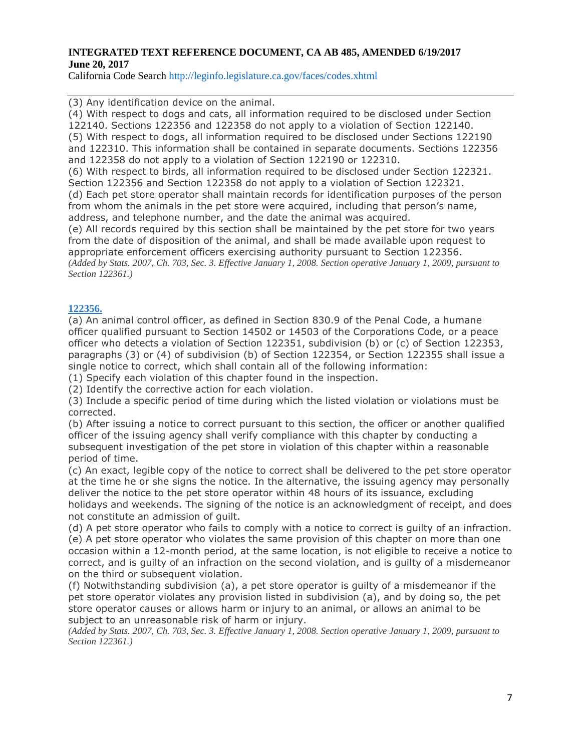(3) Any identification device on the animal.

(4) With respect to dogs and cats, all information required to be disclosed under Section 122140. Sections 122356 and 122358 do not apply to a violation of Section 122140.

(5) With respect to dogs, all information required to be disclosed under Sections 122190 and 122310. This information shall be contained in separate documents. Sections 122356 and 122358 do not apply to a violation of Section 122190 or 122310.

(6) With respect to birds, all information required to be disclosed under Section 122321. Section 122356 and Section 122358 do not apply to a violation of Section 122321.

(d) Each pet store operator shall maintain records for identification purposes of the person from whom the animals in the pet store were acquired, including that person's name, address, and telephone number, and the date the animal was acquired.

(e) All records required by this section shall be maintained by the pet store for two years from the date of disposition of the animal, and shall be made available upon request to appropriate enforcement officers exercising authority pursuant to Section 122356.

*(Added by Stats. 2007, Ch. 703, Sec. 3. Effective January 1, 2008. Section operative January 1, 2009, pursuant to Section 122361.)*

**122356.**

(a) An animal control officer, as defined in Section 830.9 of the Penal Code, a humane officer qualified pursuant to Section 14502 or 14503 of the Corporations Code, or a peace officer who detects a violation of Section 122351, subdivision (b) or (c) of Section 122353, paragraphs (3) or (4) of subdivision (b) of Section 122354, or Section 122355 shall issue a single notice to correct, which shall contain all of the following information:

(1) Specify each violation of this chapter found in the inspection.

(2) Identify the corrective action for each violation.

(3) Include a specific period of time during which the listed violation or violations must be corrected.

(b) After issuing a notice to correct pursuant to this section, the officer or another qualified officer of the issuing agency shall verify compliance with this chapter by conducting a subsequent investigation of the pet store in violation of this chapter within a reasonable period of time.

(c) An exact, legible copy of the notice to correct shall be delivered to the pet store operator at the time he or she signs the notice. In the alternative, the issuing agency may personally deliver the notice to the pet store operator within 48 hours of its issuance, excluding holidays and weekends. The signing of the notice is an acknowledgment of receipt, and does not constitute an admission of guilt.

(d) A pet store operator who fails to comply with a notice to correct is guilty of an infraction.

(e) A pet store operator who violates the same provision of this chapter on more than one occasion within a 12-month period, at the same location, is not eligible to receive a notice to correct, and is guilty of an infraction on the second violation, and is guilty of a misdemeanor on the third or subsequent violation.

(f) Notwithstanding subdivision (a), a pet store operator is guilty of a misdemeanor if the pet store operator violates any provision listed in subdivision (a), and by doing so, the pet store operator causes or allows harm or injury to an animal, or allows an animal to be subject to an unreasonable risk of harm or injury.

*(Added by Stats. 2007, Ch. 703, Sec. 3. Effective January 1, 2008. Section operative January 1, 2009, pursuant to Section 122361.)*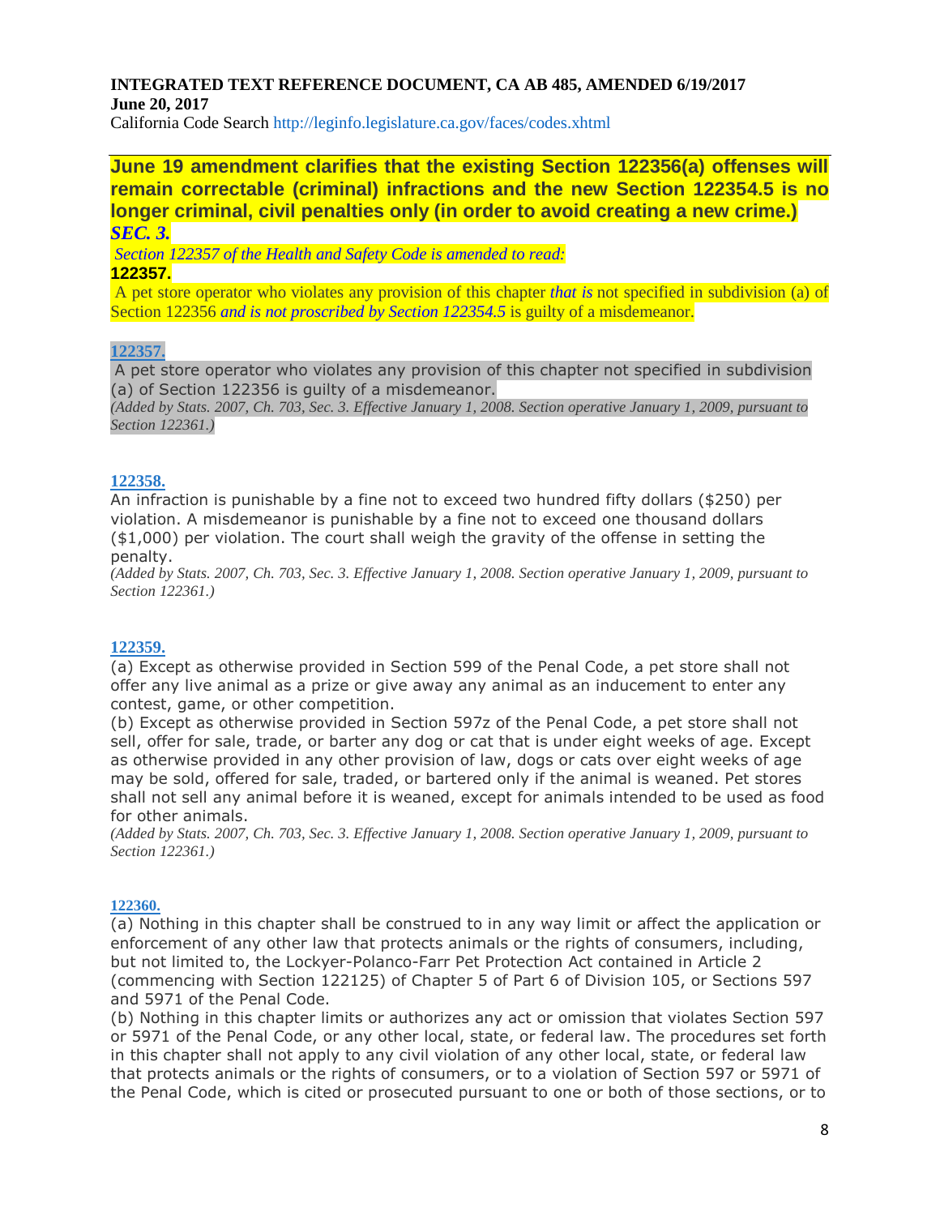**INTEGRATED TEXT REFERENCE DOCUMENT, CA AB 485, AMENDED 6/19/2017**
**June 20, 2017**
California Code Search http://leginfo.legislature.ca.gov/faces/codes.xhtml

---

**June 19 amendment clarifies that the existing Section 122356(a) offenses will remain correctable (criminal) infractions and the new Section 122354.5 is no longer criminal, civil penalties only (in order to avoid creating a new crime.)**

***SEC. 3.***

*Section 122357 of the Health and Safety Code is amended to read:*

**122357.**

A pet store operator who violates any provision of this chapter *that is* not specified in subdivision (a) of Section 122356 *and is not proscribed by Section 122354.5* is guilty of a misdemeanor.

**122357.**

A pet store operator who violates any provision of this chapter not specified in subdivision (a) of Section 122356 is guilty of a misdemeanor.

*(Added by Stats. 2007, Ch. 703, Sec. 3. Effective January 1, 2008. Section operative January 1, 2009, pursuant to Section 122361.)*

**122358.**

An infraction is punishable by a fine not to exceed two hundred fifty dollars ($250) per violation. A misdemeanor is punishable by a fine not to exceed one thousand dollars ($1,000) per violation. The court shall weigh the gravity of the offense in setting the penalty.

*(Added by Stats. 2007, Ch. 703, Sec. 3. Effective January 1, 2008. Section operative January 1, 2009, pursuant to Section 122361.)*

**122359.**

(a) Except as otherwise provided in Section 599 of the Penal Code, a pet store shall not offer any live animal as a prize or give away any animal as an inducement to enter any contest, game, or other competition.

(b) Except as otherwise provided in Section 597z of the Penal Code, a pet store shall not sell, offer for sale, trade, or barter any dog or cat that is under eight weeks of age. Except as otherwise provided in any other provision of law, dogs or cats over eight weeks of age may be sold, offered for sale, traded, or bartered only if the animal is weaned. Pet stores shall not sell any animal before it is weaned, except for animals intended to be used as food for other animals.

*(Added by Stats. 2007, Ch. 703, Sec. 3. Effective January 1, 2008. Section operative January 1, 2009, pursuant to Section 122361.)*

**122360.**

(a) Nothing in this chapter shall be construed to in any way limit or affect the application or enforcement of any other law that protects animals or the rights of consumers, including, but not limited to, the Lockyer-Polanco-Farr Pet Protection Act contained in Article 2 (commencing with Section 122125) of Chapter 5 of Part 6 of Division 105, or Sections 597 and 597l of the Penal Code.

(b) Nothing in this chapter limits or authorizes any act or omission that violates Section 597 or 597l of the Penal Code, or any other local, state, or federal law. The procedures set forth in this chapter shall not apply to any civil violation of any other local, state, or federal law that protects animals or the rights of consumers, or to a violation of Section 597 or 597l of the Penal Code, which is cited or prosecuted pursuant to one or both of those sections, or to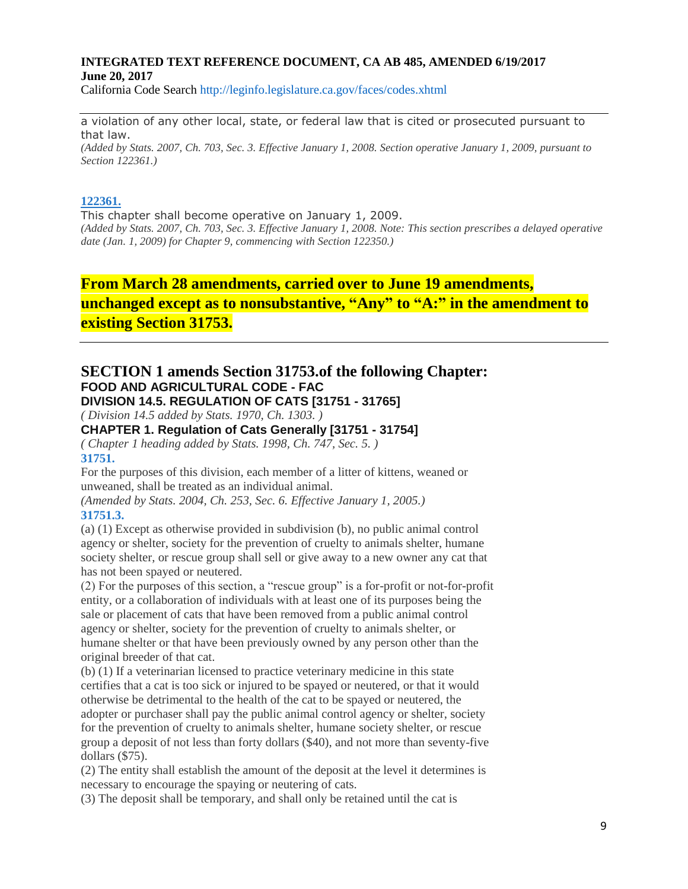a violation of any other local, state, or federal law that is cited or prosecuted pursuant to that law.

*(Added by Stats. 2007, Ch. 703, Sec. 3. Effective January 1, 2008. Section operative January 1, 2009, pursuant to Section 122361.)*

**122361.**

This chapter shall become operative on January 1, 2009.

*(Added by Stats. 2007, Ch. 703, Sec. 3. Effective January 1, 2008. Note: This section prescribes a delayed operative date (Jan. 1, 2009) for Chapter 9, commencing with Section 122350.)*

## From March 28 amendments, carried over to June 19 amendments, unchanged except as to nonsubstantive, "Any" to "A:" in the amendment to existing Section 31753.

---

## SECTION 1 amends Section 31753.of the following Chapter:

**FOOD AND AGRICULTURAL CODE - FAC**

**DIVISION 14.5. REGULATION OF CATS [31751 - 31765]**

*( Division 14.5 added by Stats. 1970, Ch. 1303. )*

**CHAPTER 1. Regulation of Cats Generally [31751 - 31754]**

*( Chapter 1 heading added by Stats. 1998, Ch. 747, Sec. 5. )*

**31751.**

For the purposes of this division, each member of a litter of kittens, weaned or unweaned, shall be treated as an individual animal.

*(Amended by Stats. 2004, Ch. 253, Sec. 6. Effective January 1, 2005.)*

**31751.3.**

(a) (1) Except as otherwise provided in subdivision (b), no public animal control agency or shelter, society for the prevention of cruelty to animals shelter, humane society shelter, or rescue group shall sell or give away to a new owner any cat that has not been spayed or neutered.

(2) For the purposes of this section, a "rescue group" is a for-profit or not-for-profit entity, or a collaboration of individuals with at least one of its purposes being the sale or placement of cats that have been removed from a public animal control agency or shelter, society for the prevention of cruelty to animals shelter, or humane shelter or that have been previously owned by any person other than the original breeder of that cat.

(b) (1) If a veterinarian licensed to practice veterinary medicine in this state certifies that a cat is too sick or injured to be spayed or neutered, or that it would otherwise be detrimental to the health of the cat to be spayed or neutered, the adopter or purchaser shall pay the public animal control agency or shelter, society for the prevention of cruelty to animals shelter, humane society shelter, or rescue group a deposit of not less than forty dollars ($40), and not more than seventy-five dollars ($75).

(2) The entity shall establish the amount of the deposit at the level it determines is necessary to encourage the spaying or neutering of cats.

(3) The deposit shall be temporary, and shall only be retained until the cat is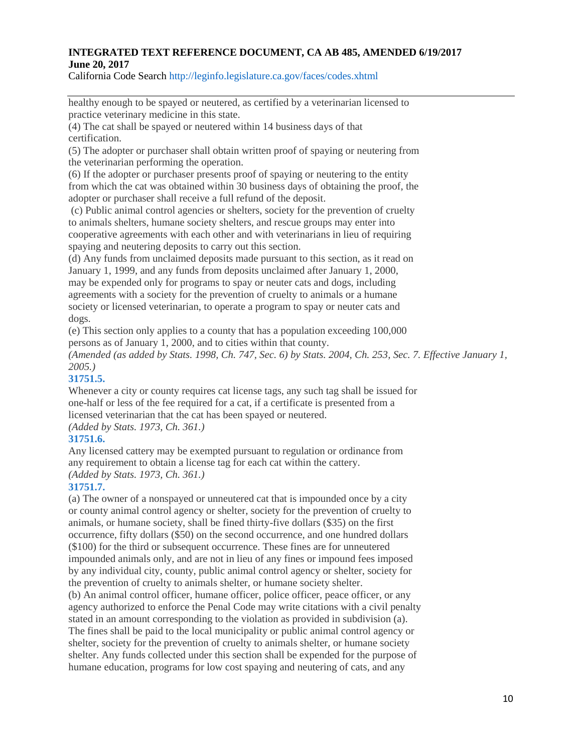healthy enough to be spayed or neutered, as certified by a veterinarian licensed to practice veterinary medicine in this state.

(4) The cat shall be spayed or neutered within 14 business days of that certification.

(5) The adopter or purchaser shall obtain written proof of spaying or neutering from the veterinarian performing the operation.

(6) If the adopter or purchaser presents proof of spaying or neutering to the entity from which the cat was obtained within 30 business days of obtaining the proof, the adopter or purchaser shall receive a full refund of the deposit.

(c) Public animal control agencies or shelters, society for the prevention of cruelty to animals shelters, humane society shelters, and rescue groups may enter into cooperative agreements with each other and with veterinarians in lieu of requiring spaying and neutering deposits to carry out this section.

(d) Any funds from unclaimed deposits made pursuant to this section, as it read on January 1, 1999, and any funds from deposits unclaimed after January 1, 2000, may be expended only for programs to spay or neuter cats and dogs, including agreements with a society for the prevention of cruelty to animals or a humane society or licensed veterinarian, to operate a program to spay or neuter cats and dogs.

(e) This section only applies to a county that has a population exceeding 100,000 persons as of January 1, 2000, and to cities within that county.

*(Amended (as added by Stats. 1998, Ch. 747, Sec. 6) by Stats. 2004, Ch. 253, Sec. 7. Effective January 1, 2005.)*

**31751.5.**

Whenever a city or county requires cat license tags, any such tag shall be issued for one-half or less of the fee required for a cat, if a certificate is presented from a licensed veterinarian that the cat has been spayed or neutered.

*(Added by Stats. 1973, Ch. 361.)*

**31751.6.**

Any licensed cattery may be exempted pursuant to regulation or ordinance from any requirement to obtain a license tag for each cat within the cattery.

*(Added by Stats. 1973, Ch. 361.)*

**31751.7.**

(a) The owner of a nonspayed or unneutered cat that is impounded once by a city or county animal control agency or shelter, society for the prevention of cruelty to animals, or humane society, shall be fined thirty-five dollars ($35) on the first occurrence, fifty dollars ($50) on the second occurrence, and one hundred dollars ($100) for the third or subsequent occurrence. These fines are for unneutered impounded animals only, and are not in lieu of any fines or impound fees imposed by any individual city, county, public animal control agency or shelter, society for the prevention of cruelty to animals shelter, or humane society shelter.

(b) An animal control officer, humane officer, police officer, peace officer, or any agency authorized to enforce the Penal Code may write citations with a civil penalty stated in an amount corresponding to the violation as provided in subdivision (a). The fines shall be paid to the local municipality or public animal control agency or shelter, society for the prevention of cruelty to animals shelter, or humane society shelter. Any funds collected under this section shall be expended for the purpose of humane education, programs for low cost spaying and neutering of cats, and any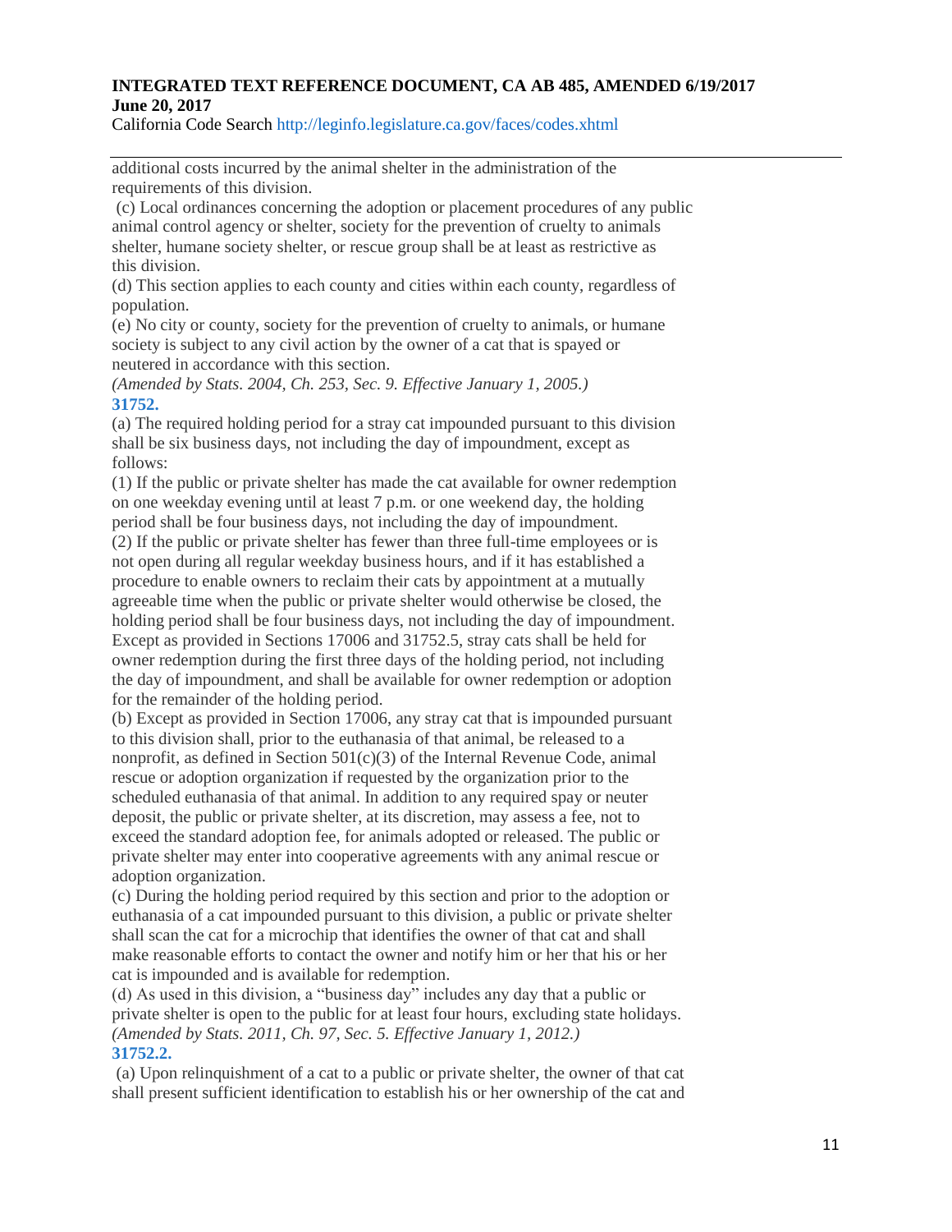additional costs incurred by the animal shelter in the administration of the requirements of this division.

(c) Local ordinances concerning the adoption or placement procedures of any public animal control agency or shelter, society for the prevention of cruelty to animals shelter, humane society shelter, or rescue group shall be at least as restrictive as this division.

(d) This section applies to each county and cities within each county, regardless of population.

(e) No city or county, society for the prevention of cruelty to animals, or humane society is subject to any civil action by the owner of a cat that is spayed or neutered in accordance with this section.

*(Amended by Stats. 2004, Ch. 253, Sec. 9. Effective January 1, 2005.)*

**31752.**

(a) The required holding period for a stray cat impounded pursuant to this division shall be six business days, not including the day of impoundment, except as follows:

(1) If the public or private shelter has made the cat available for owner redemption on one weekday evening until at least 7 p.m. or one weekend day, the holding period shall be four business days, not including the day of impoundment.

(2) If the public or private shelter has fewer than three full-time employees or is not open during all regular weekday business hours, and if it has established a procedure to enable owners to reclaim their cats by appointment at a mutually agreeable time when the public or private shelter would otherwise be closed, the holding period shall be four business days, not including the day of impoundment.

Except as provided in Sections 17006 and 31752.5, stray cats shall be held for owner redemption during the first three days of the holding period, not including the day of impoundment, and shall be available for owner redemption or adoption for the remainder of the holding period.

(b) Except as provided in Section 17006, any stray cat that is impounded pursuant to this division shall, prior to the euthanasia of that animal, be released to a nonprofit, as defined in Section 501(c)(3) of the Internal Revenue Code, animal rescue or adoption organization if requested by the organization prior to the scheduled euthanasia of that animal. In addition to any required spay or neuter deposit, the public or private shelter, at its discretion, may assess a fee, not to exceed the standard adoption fee, for animals adopted or released. The public or private shelter may enter into cooperative agreements with any animal rescue or adoption organization.

(c) During the holding period required by this section and prior to the adoption or euthanasia of a cat impounded pursuant to this division, a public or private shelter shall scan the cat for a microchip that identifies the owner of that cat and shall make reasonable efforts to contact the owner and notify him or her that his or her cat is impounded and is available for redemption.

(d) As used in this division, a "business day" includes any day that a public or private shelter is open to the public for at least four hours, excluding state holidays.

*(Amended by Stats. 2011, Ch. 97, Sec. 5. Effective January 1, 2012.)*

**31752.2.**

(a) Upon relinquishment of a cat to a public or private shelter, the owner of that cat shall present sufficient identification to establish his or her ownership of the cat and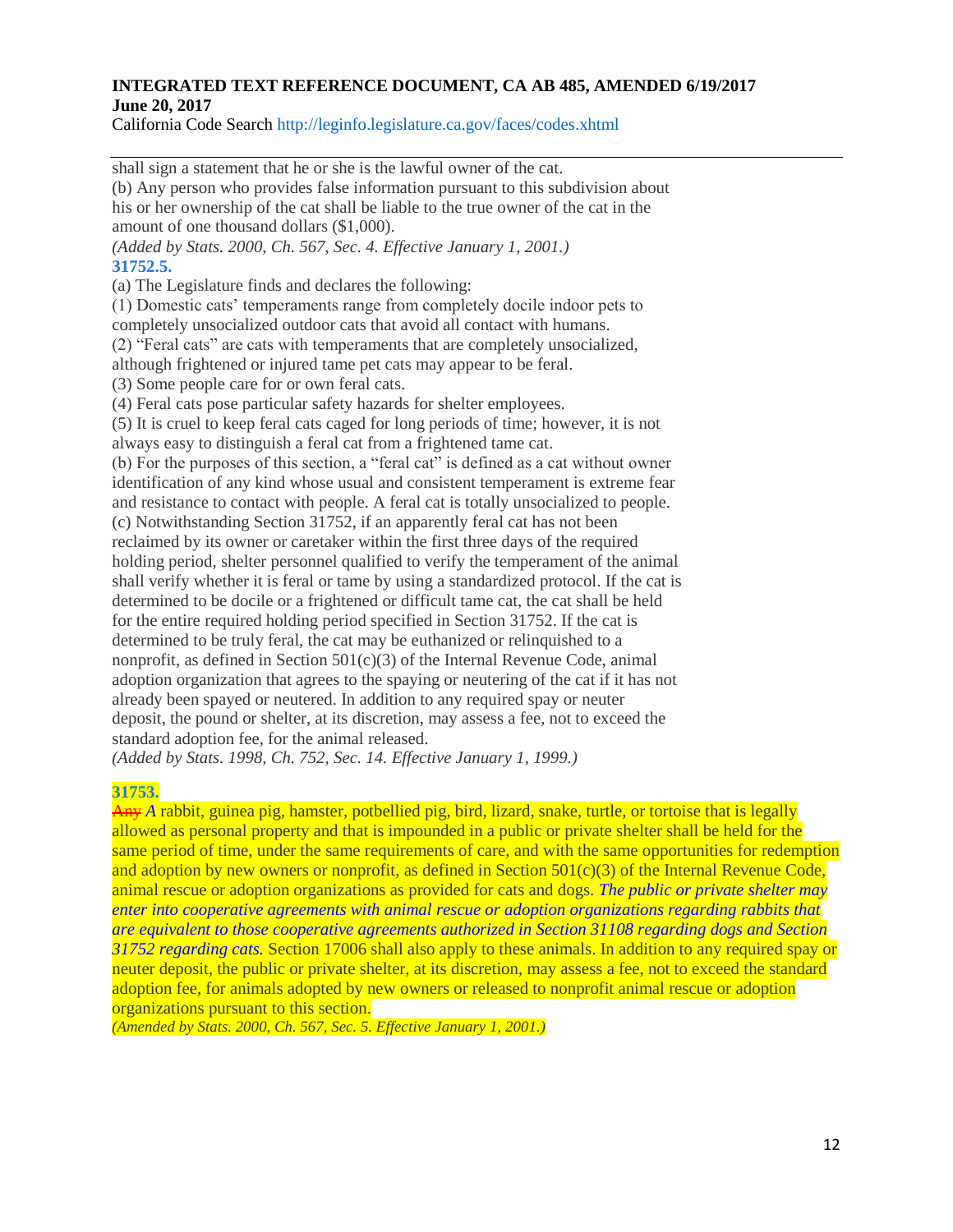shall sign a statement that he or she is the lawful owner of the cat.

(b) Any person who provides false information pursuant to this subdivision about his or her ownership of the cat shall be liable to the true owner of the cat in the amount of one thousand dollars ($1,000).

*(Added by Stats. 2000, Ch. 567, Sec. 4. Effective January 1, 2001.)*

**31752.5.**

(a) The Legislature finds and declares the following:

(1) Domestic cats' temperaments range from completely docile indoor pets to completely unsocialized outdoor cats that avoid all contact with humans.

(2) "Feral cats" are cats with temperaments that are completely unsocialized, although frightened or injured tame pet cats may appear to be feral.

(3) Some people care for or own feral cats.

(4) Feral cats pose particular safety hazards for shelter employees.

(5) It is cruel to keep feral cats caged for long periods of time; however, it is not always easy to distinguish a feral cat from a frightened tame cat.

(b) For the purposes of this section, a "feral cat" is defined as a cat without owner identification of any kind whose usual and consistent temperament is extreme fear and resistance to contact with people. A feral cat is totally unsocialized to people.

(c) Notwithstanding Section 31752, if an apparently feral cat has not been reclaimed by its owner or caretaker within the first three days of the required holding period, shelter personnel qualified to verify the temperament of the animal shall verify whether it is feral or tame by using a standardized protocol. If the cat is determined to be docile or a frightened or difficult tame cat, the cat shall be held for the entire required holding period specified in Section 31752. If the cat is determined to be truly feral, the cat may be euthanized or relinquished to a nonprofit, as defined in Section 501(c)(3) of the Internal Revenue Code, animal adoption organization that agrees to the spaying or neutering of the cat if it has not already been spayed or neutered. In addition to any required spay or neuter deposit, the pound or shelter, at its discretion, may assess a fee, not to exceed the standard adoption fee, for the animal released.

*(Added by Stats. 1998, Ch. 752, Sec. 14. Effective January 1, 1999.)*

**31753.**

~~Any~~ *A* rabbit, guinea pig, hamster, potbellied pig, bird, lizard, snake, turtle, or tortoise that is legally allowed as personal property and that is impounded in a public or private shelter shall be held for the same period of time, under the same requirements of care, and with the same opportunities for redemption and adoption by new owners or nonprofit, as defined in Section 501(c)(3) of the Internal Revenue Code, animal rescue or adoption organizations as provided for cats and dogs. *The public or private shelter may enter into cooperative agreements with animal rescue or adoption organizations regarding rabbits that are equivalent to those cooperative agreements authorized in Section 31108 regarding dogs and Section 31752 regarding cats.* Section 17006 shall also apply to these animals. In addition to any required spay or neuter deposit, the public or private shelter, at its discretion, may assess a fee, not to exceed the standard adoption fee, for animals adopted by new owners or released to nonprofit animal rescue or adoption organizations pursuant to this section.

*(Amended by Stats. 2000, Ch. 567, Sec. 5. Effective January 1, 2001.)*